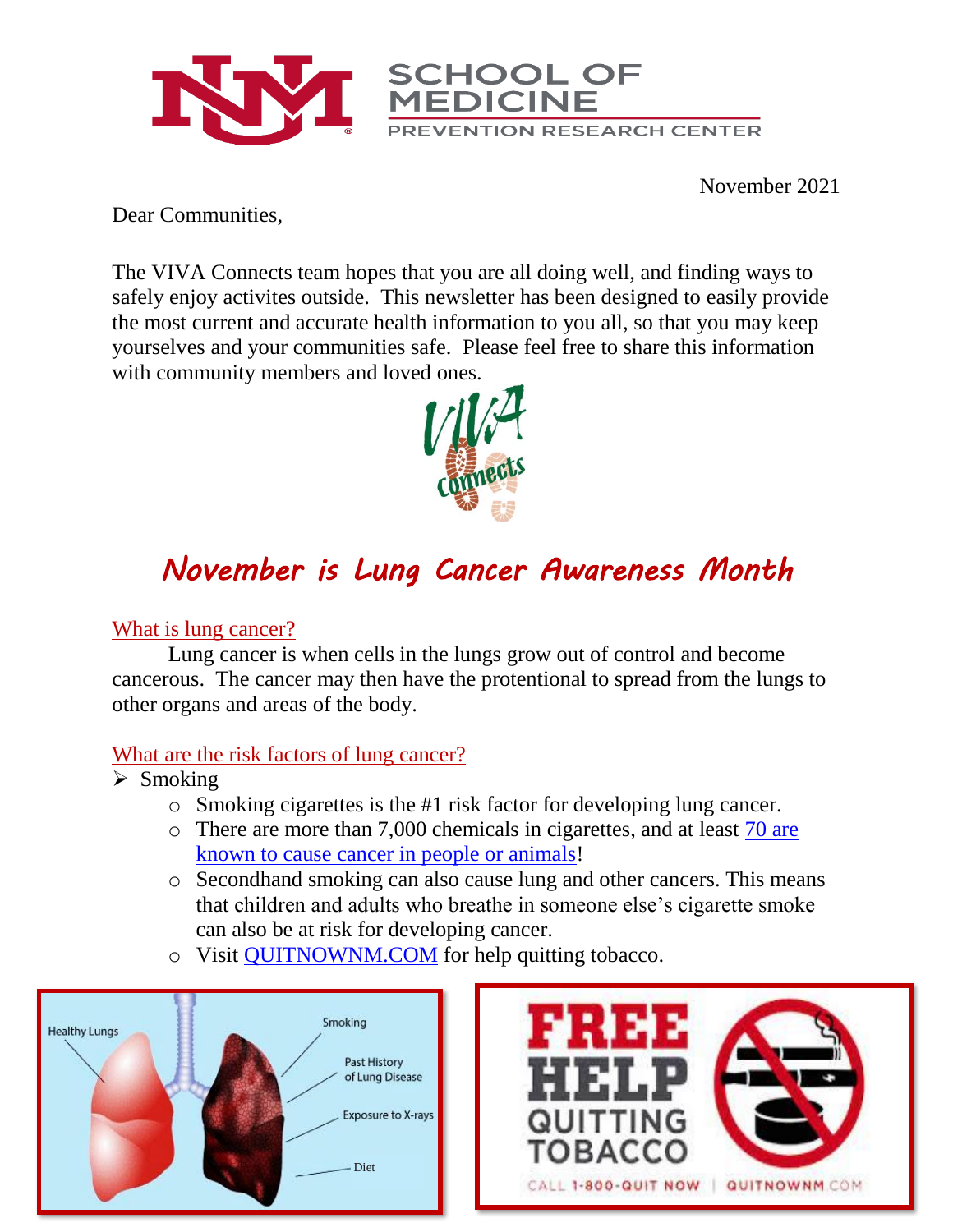November 2021

Dear Communities,

The VIVA Connects team hopes that you are all doing well, and finding ways to safely enjoy activites outside. This newsletter has been designed to easily provide the most current and accurate health information to you all, so that you may keep yourselves and your communities safe. Please feel free to share this information with community members and loved ones.

# *November is Lung Cancer Awareness Month*

## What is lung cancer?

Lung cancer is when cells in the lungs grow out of control and become cancerous. The cancer may then have the protentional to spread from the lungs to other organs and areas of the body.

## What are the risk factors of lung cancer?

- Smoking
  - Smoking cigarettes is the #1 risk factor for developing lung cancer.
  - There are more than 7,000 chemicals in cigarettes, and at least 70 are known to cause cancer in people or animals!
  - Secondhand smoking can also cause lung and other cancers. This means that children and adults who breathe in someone else's cigarette smoke can also be at risk for developing cancer.
  - Visit QUITNOWNM.COM for help quitting tobacco.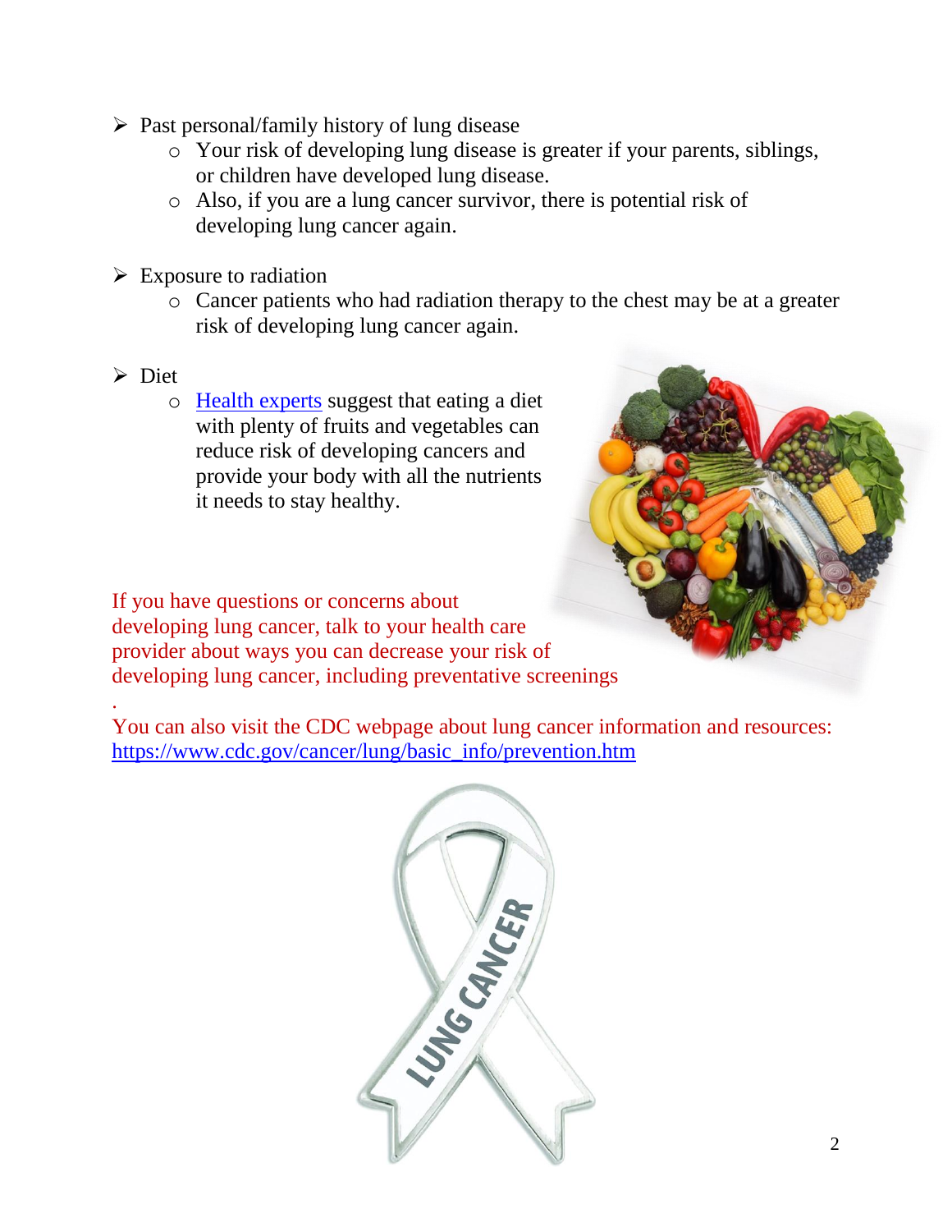- Past personal/family history of lung disease
  - Your risk of developing lung disease is greater if your parents, siblings, or children have developed lung disease.
  - Also, if you are a lung cancer survivor, there is potential risk of developing lung cancer again.

- Exposure to radiation
  - Cancer patients who had radiation therapy to the chest may be at a greater risk of developing lung cancer again.

- Diet
  - Health experts suggest that eating a diet with plenty of fruits and vegetables can reduce risk of developing cancers and provide your body with all the nutrients it needs to stay healthy.

If you have questions or concerns about developing lung cancer, talk to your health care provider about ways you can decrease your risk of developing lung cancer, including preventative screenings
.
You can also visit the CDC webpage about lung cancer information and resources: https://www.cdc.gov/cancer/lung/basic_info/prevention.htm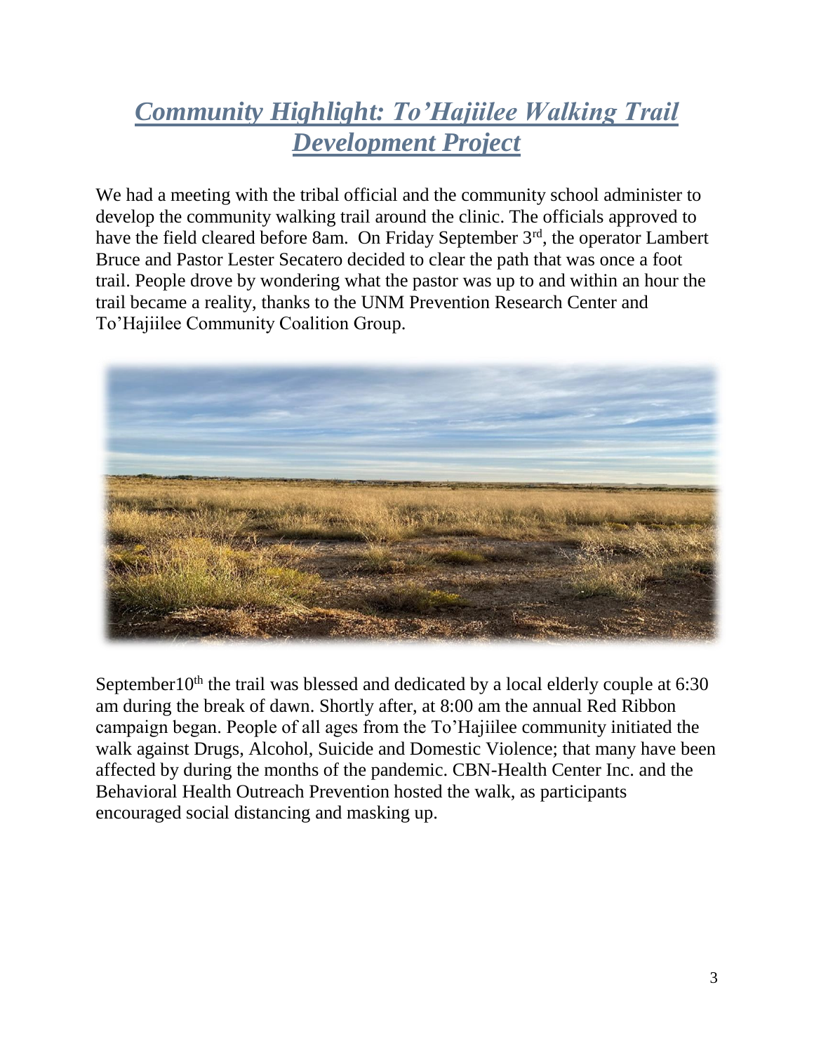# *Community Highlight: To'Hajiilee Walking Trail Development Project*

We had a meeting with the tribal official and the community school administer to develop the community walking trail around the clinic. The officials approved to have the field cleared before 8am. On Friday September 3rd, the operator Lambert Bruce and Pastor Lester Secatero decided to clear the path that was once a foot trail. People drove by wondering what the pastor was up to and within an hour the trail became a reality, thanks to the UNM Prevention Research Center and To'Hajiilee Community Coalition Group.

September10th the trail was blessed and dedicated by a local elderly couple at 6:30 am during the break of dawn. Shortly after, at 8:00 am the annual Red Ribbon campaign began. People of all ages from the To'Hajiilee community initiated the walk against Drugs, Alcohol, Suicide and Domestic Violence; that many have been affected by during the months of the pandemic. CBN-Health Center Inc. and the Behavioral Health Outreach Prevention hosted the walk, as participants encouraged social distancing and masking up.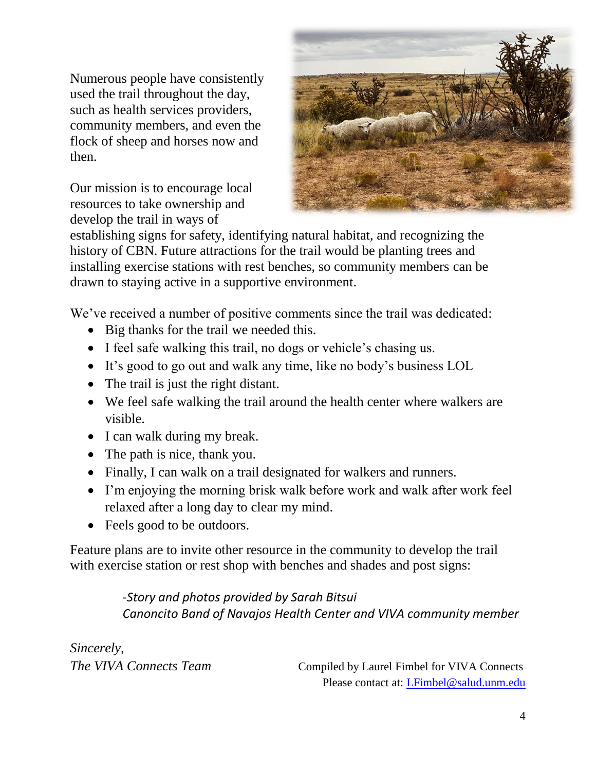Numerous people have consistently used the trail throughout the day, such as health services providers, community members, and even the flock of sheep and horses now and then.

Our mission is to encourage local resources to take ownership and develop the trail in ways of establishing signs for safety, identifying natural habitat, and recognizing the history of CBN. Future attractions for the trail would be planting trees and installing exercise stations with rest benches, so community members can be drawn to staying active in a supportive environment.

We've received a number of positive comments since the trail was dedicated:

- Big thanks for the trail we needed this.
- I feel safe walking this trail, no dogs or vehicle's chasing us.
- It's good to go out and walk any time, like no body's business LOL
- The trail is just the right distant.
- We feel safe walking the trail around the health center where walkers are visible.
- I can walk during my break.
- The path is nice, thank you.
- Finally, I can walk on a trail designated for walkers and runners.
- I'm enjoying the morning brisk walk before work and walk after work feel relaxed after a long day to clear my mind.
- Feels good to be outdoors.

Feature plans are to invite other resource in the community to develop the trail with exercise station or rest shop with benches and shades and post signs:

*-Story and photos provided by Sarah Bitsui*
*Canoncito Band of Navajos Health Center and VIVA community member*

*Sincerely,*
*The VIVA Connects Team*

Compiled by Laurel Fimbel for VIVA Connects
Please contact at: LFimbel@salud.unm.edu